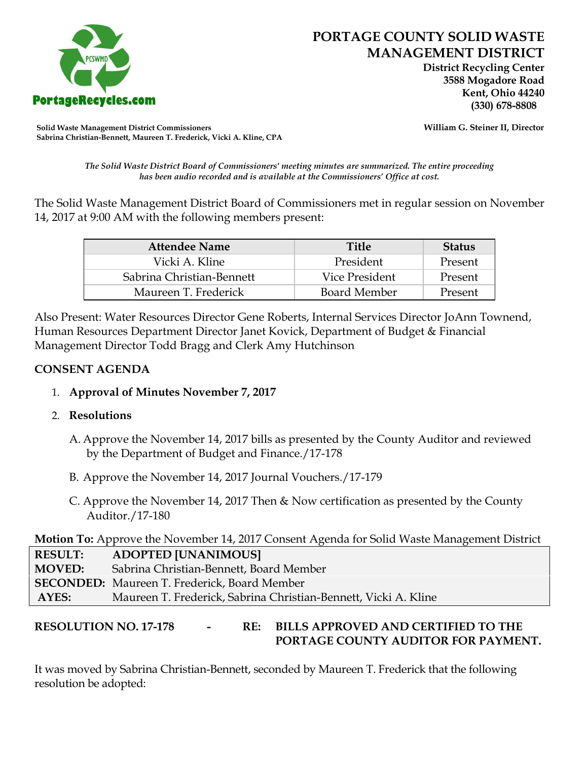# PORTAGE COUNTY SOLID WASTE MANAGEMENT DISTRICT

**District Recycling Center**
**3588 Mogadore Road**
**Kent, Ohio 44240**
**(330) 678-8808**

PortageRecycles.com

**Solid Waste Management District Commissioners**
**Sabrina Christian-Bennett, Maureen T. Frederick, Vicki A. Kline, CPA**

**William G. Steiner II, Director**

*The Solid Waste District Board of Commissioners' meeting minutes are summarized. The entire proceeding has been audio recorded and is available at the Commissioners' Office at cost.*

The Solid Waste Management District Board of Commissioners met in regular session on November 14, 2017 at 9:00 AM with the following members present:

| Attendee Name | Title | Status |
|---|---|---|
| Vicki A. Kline | President | Present |
| Sabrina Christian-Bennett | Vice President | Present |
| Maureen T. Frederick | Board Member | Present |

Also Present: Water Resources Director Gene Roberts, Internal Services Director JoAnn Townend, Human Resources Department Director Janet Kovick, Department of Budget & Financial Management Director Todd Bragg and Clerk Amy Hutchinson

## CONSENT AGENDA

1. **Approval of Minutes November 7, 2017**

2. **Resolutions**

   A. Approve the November 14, 2017 bills as presented by the County Auditor and reviewed by the Department of Budget and Finance./17-178

   B. Approve the November 14, 2017 Journal Vouchers./17-179

   C. Approve the November 14, 2017 Then & Now certification as presented by the County Auditor./17-180

**Motion To:** Approve the November 14, 2017 Consent Agenda for Solid Waste Management District

| | |
|---|---|
| **RESULT:** | **ADOPTED [UNANIMOUS]** |
| **MOVED:** | Sabrina Christian-Bennett, Board Member |
| **SECONDED:** | Maureen T. Frederick, Board Member |
| **AYES:** | Maureen T. Frederick, Sabrina Christian-Bennett, Vicki A. Kline |

**RESOLUTION NO. 17-178 - RE: BILLS APPROVED AND CERTIFIED TO THE PORTAGE COUNTY AUDITOR FOR PAYMENT.**

It was moved by Sabrina Christian-Bennett, seconded by Maureen T. Frederick that the following resolution be adopted: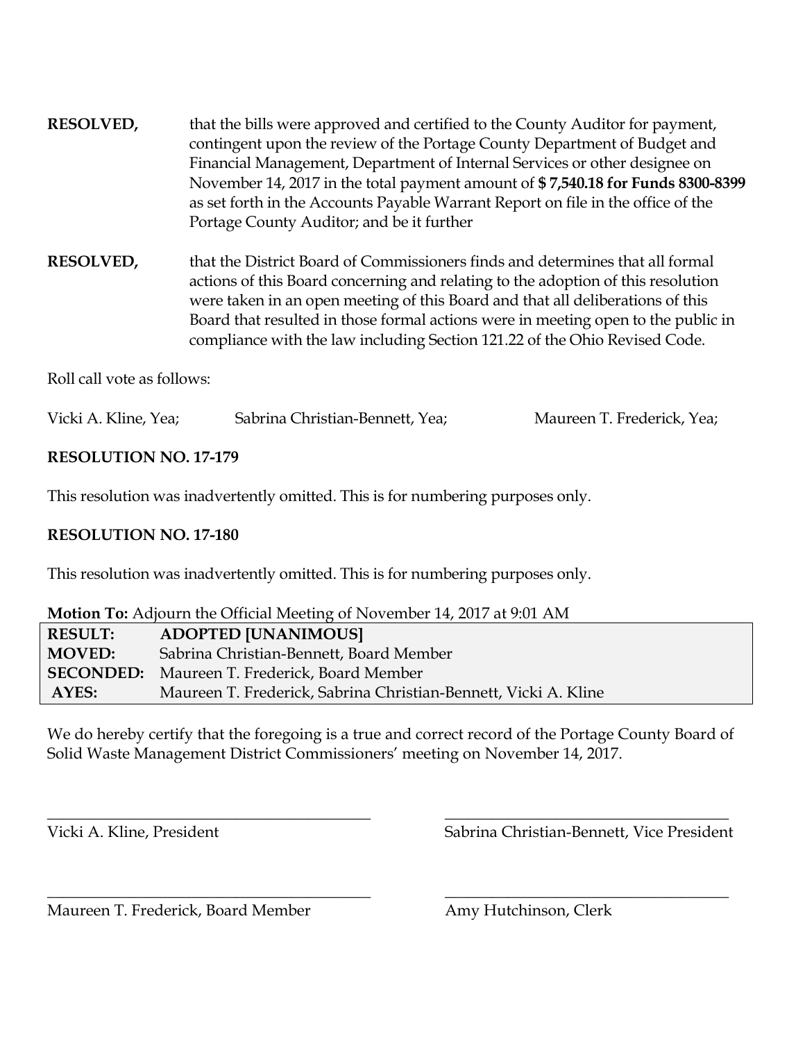**RESOLVED,** that the bills were approved and certified to the County Auditor for payment, contingent upon the review of the Portage County Department of Budget and Financial Management, Department of Internal Services or other designee on November 14, 2017 in the total payment amount of **$ 7,540.18 for Funds 8300-8399** as set forth in the Accounts Payable Warrant Report on file in the office of the Portage County Auditor; and be it further

**RESOLVED,** that the District Board of Commissioners finds and determines that all formal actions of this Board concerning and relating to the adoption of this resolution were taken in an open meeting of this Board and that all deliberations of this Board that resulted in those formal actions were in meeting open to the public in compliance with the law including Section 121.22 of the Ohio Revised Code.

Roll call vote as follows:

Vicki A. Kline, Yea; Sabrina Christian-Bennett, Yea; Maureen T. Frederick, Yea;

**RESOLUTION NO. 17-179**

This resolution was inadvertently omitted. This is for numbering purposes only.

**RESOLUTION NO. 17-180**

This resolution was inadvertently omitted. This is for numbering purposes only.

**Motion To:** Adjourn the Official Meeting of November 14, 2017 at 9:01 AM

| | |
|---|---|
| **RESULT:** | **ADOPTED [UNANIMOUS]** |
| **MOVED:** | Sabrina Christian-Bennett, Board Member |
| **SECONDED:** | Maureen T. Frederick, Board Member |
| **AYES:** | Maureen T. Frederick, Sabrina Christian-Bennett, Vicki A. Kline |

We do hereby certify that the foregoing is a true and correct record of the Portage County Board of Solid Waste Management District Commissioners' meeting on November 14, 2017.

\_\_\_\_\_\_\_\_\_\_\_\_\_\_\_\_\_\_\_\_\_\_\_\_\_\_\_\_\_\_\_\_\_\_\_\_\_\_\_\_
Vicki A. Kline, President

\_\_\_\_\_\_\_\_\_\_\_\_\_\_\_\_\_\_\_\_\_\_\_\_\_\_\_\_\_\_\_\_\_\_\_\_\_\_\_\_
Sabrina Christian-Bennett, Vice President

\_\_\_\_\_\_\_\_\_\_\_\_\_\_\_\_\_\_\_\_\_\_\_\_\_\_\_\_\_\_\_\_\_\_\_\_\_\_\_\_
Maureen T. Frederick, Board Member

\_\_\_\_\_\_\_\_\_\_\_\_\_\_\_\_\_\_\_\_\_\_\_\_\_\_\_\_\_\_\_\_\_\_\_\_\_\_\_\_
Amy Hutchinson, Clerk